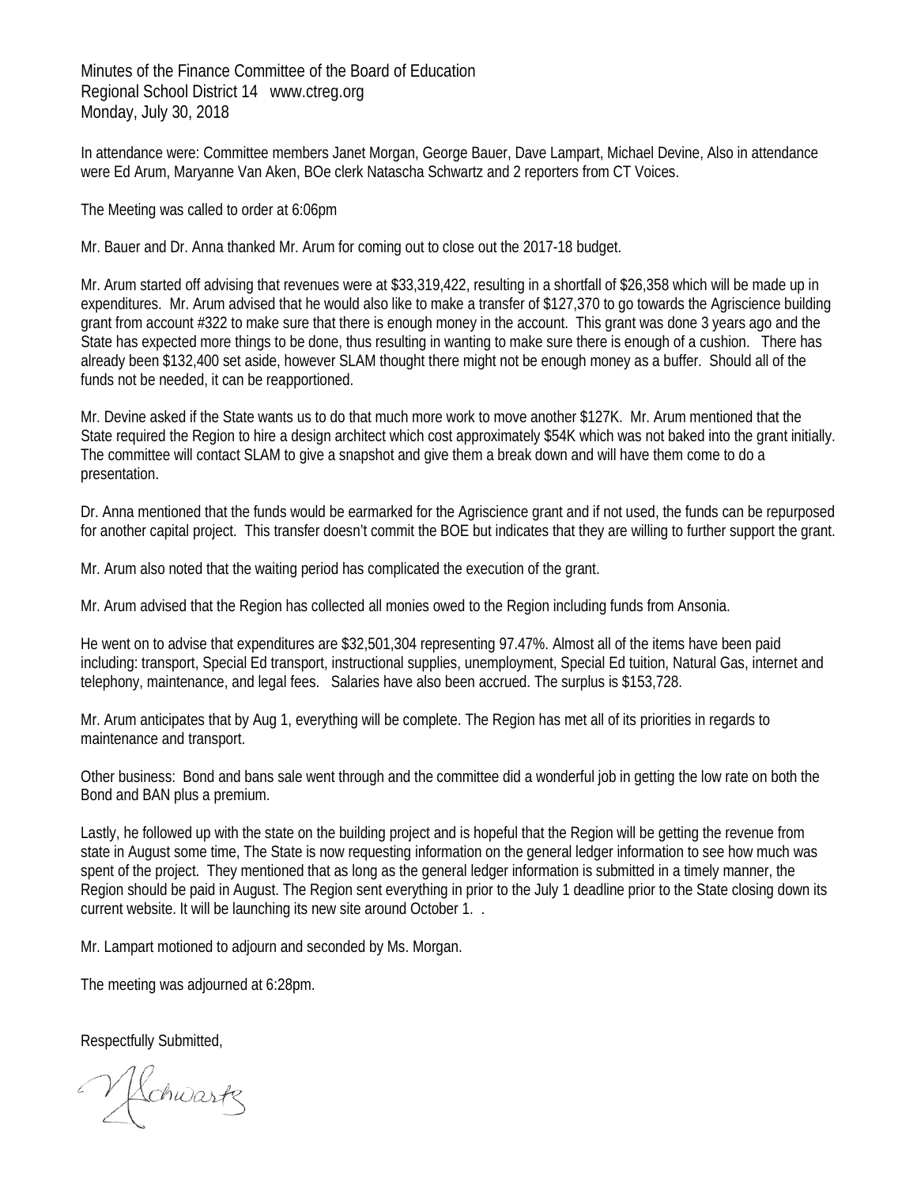Minutes of the Finance Committee of the Board of Education
Regional School District 14 www.ctreg.org
Monday, July 30, 2018

In attendance were: Committee members Janet Morgan, George Bauer, Dave Lampart, Michael Devine, Also in attendance were Ed Arum, Maryanne Van Aken, BOe clerk Natascha Schwartz and 2 reporters from CT Voices.

The Meeting was called to order at 6:06pm

Mr. Bauer and Dr. Anna thanked Mr. Arum for coming out to close out the 2017-18 budget.

Mr. Arum started off advising that revenues were at $33,319,422, resulting in a shortfall of $26,358 which will be made up in expenditures. Mr. Arum advised that he would also like to make a transfer of $127,370 to go towards the Agriscience building grant from account #322 to make sure that there is enough money in the account. This grant was done 3 years ago and the State has expected more things to be done, thus resulting in wanting to make sure there is enough of a cushion. There has already been $132,400 set aside, however SLAM thought there might not be enough money as a buffer. Should all of the funds not be needed, it can be reapportioned.

Mr. Devine asked if the State wants us to do that much more work to move another $127K. Mr. Arum mentioned that the State required the Region to hire a design architect which cost approximately $54K which was not baked into the grant initially. The committee will contact SLAM to give a snapshot and give them a break down and will have them come to do a presentation.

Dr. Anna mentioned that the funds would be earmarked for the Agriscience grant and if not used, the funds can be repurposed for another capital project. This transfer doesn't commit the BOE but indicates that they are willing to further support the grant.

Mr. Arum also noted that the waiting period has complicated the execution of the grant.

Mr. Arum advised that the Region has collected all monies owed to the Region including funds from Ansonia.

He went on to advise that expenditures are $32,501,304 representing 97.47%. Almost all of the items have been paid including: transport, Special Ed transport, instructional supplies, unemployment, Special Ed tuition, Natural Gas, internet and telephony, maintenance, and legal fees. Salaries have also been accrued. The surplus is $153,728.

Mr. Arum anticipates that by Aug 1, everything will be complete. The Region has met all of its priorities in regards to maintenance and transport.

Other business: Bond and bans sale went through and the committee did a wonderful job in getting the low rate on both the Bond and BAN plus a premium.

Lastly, he followed up with the state on the building project and is hopeful that the Region will be getting the revenue from state in August some time, The State is now requesting information on the general ledger information to see how much was spent of the project. They mentioned that as long as the general ledger information is submitted in a timely manner, the Region should be paid in August. The Region sent everything in prior to the July 1 deadline prior to the State closing down its current website. It will be launching its new site around October 1. .

Mr. Lampart motioned to adjourn and seconded by Ms. Morgan.

The meeting was adjourned at 6:28pm.

Respectfully Submitted,

NSchwartz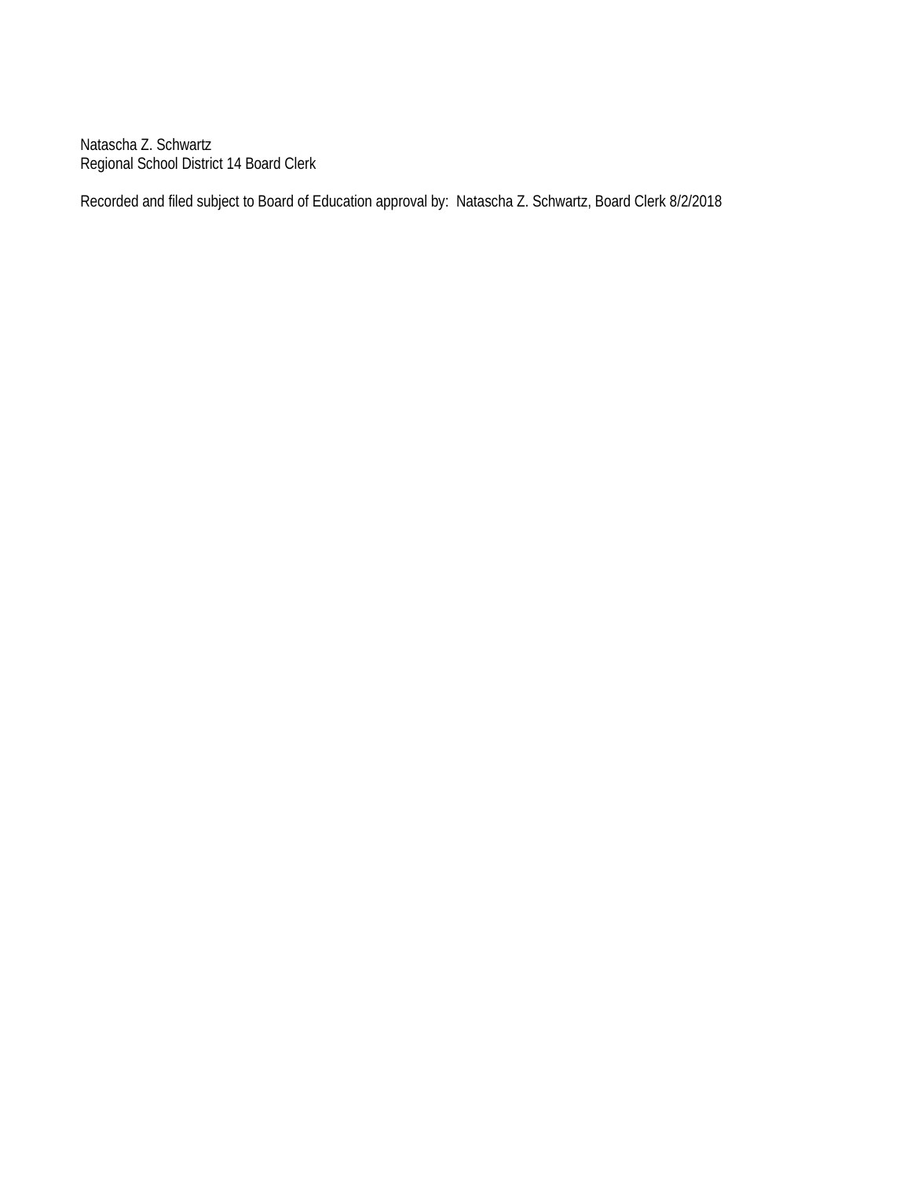Natascha Z. Schwartz
Regional School District 14 Board Clerk

Recorded and filed subject to Board of Education approval by: Natascha Z. Schwartz, Board Clerk 8/2/2018